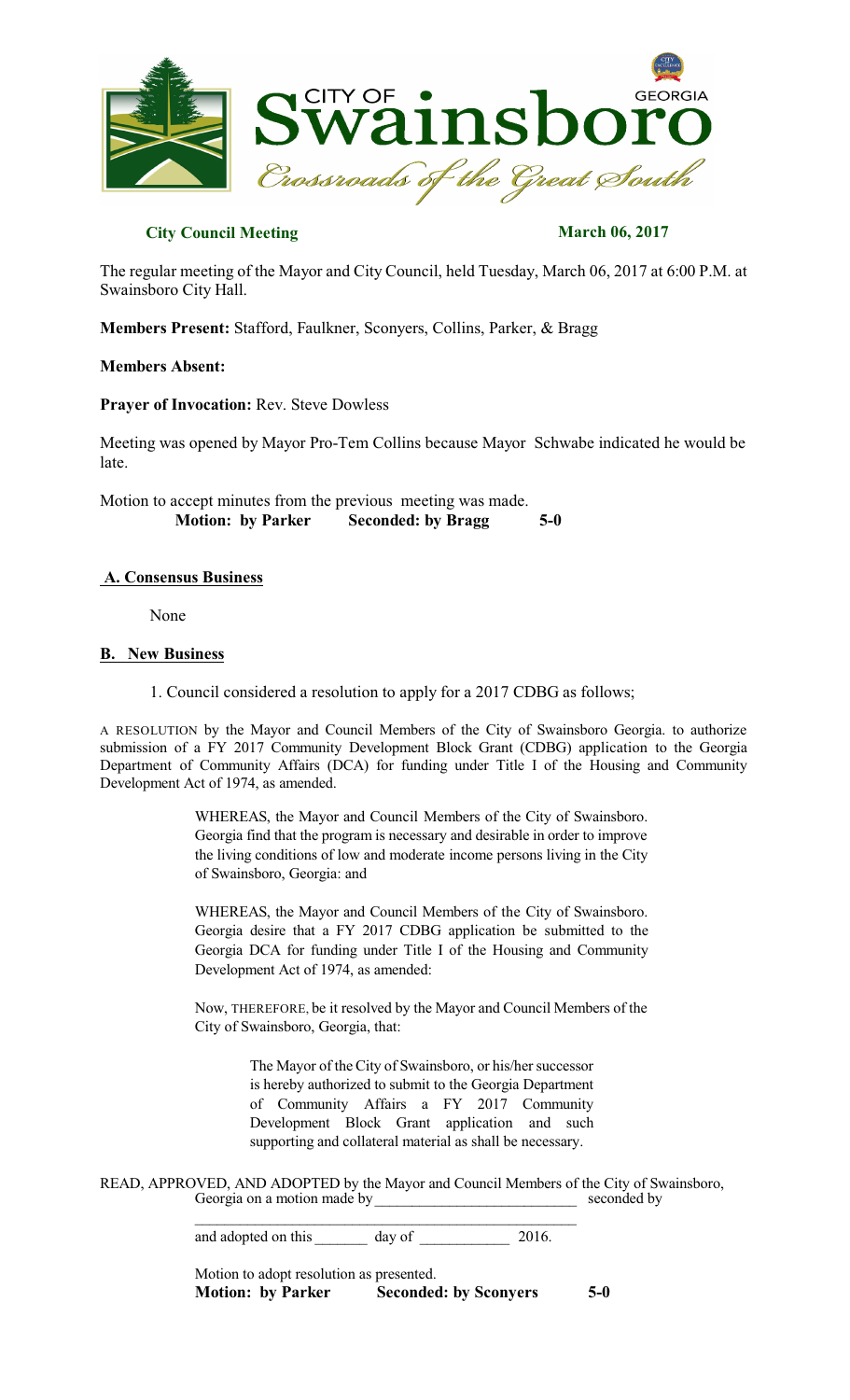# City of Swainsboro, Georgia

*Crossroads of the Great South*

**City Council Meeting** **March 06, 2017**

The regular meeting of the Mayor and City Council, held Tuesday, March 06, 2017 at 6:00 P.M. at Swainsboro City Hall.

**Members Present:** Stafford, Faulkner, Sconyers, Collins, Parker, & Bragg

**Members Absent:**

**Prayer of Invocation:** Rev. Steve Dowless

Meeting was opened by Mayor Pro-Tem Collins because Mayor Schwabe indicated he would be late.

Motion to accept minutes from the previous meeting was made.

**Motion: by Parker Seconded: by Bragg 5-0**

## A. Consensus Business

None

## B. New Business

1. Council considered a resolution to apply for a 2017 CDBG as follows;

A RESOLUTION by the Mayor and Council Members of the City of Swainsboro Georgia. to authorize submission of a FY 2017 Community Development Block Grant (CDBG) application to the Georgia Department of Community Affairs (DCA) for funding under Title I of the Housing and Community Development Act of 1974, as amended.

> WHEREAS, the Mayor and Council Members of the City of Swainsboro. Georgia find that the program is necessary and desirable in order to improve the living conditions of low and moderate income persons living in the City of Swainsboro, Georgia: and
>
> WHEREAS, the Mayor and Council Members of the City of Swainsboro. Georgia desire that a FY 2017 CDBG application be submitted to the Georgia DCA for funding under Title I of the Housing and Community Development Act of 1974, as amended:
>
> Now, THEREFORE, be it resolved by the Mayor and Council Members of the City of Swainsboro, Georgia, that:
>
> > The Mayor of the City of Swainsboro, or his/her successor is hereby authorized to submit to the Georgia Department of Community Affairs a FY 2017 Community Development Block Grant application and such supporting and collateral material as shall be necessary.

READ, APPROVED, AND ADOPTED by the Mayor and Council Members of the City of Swainsboro, Georgia on a motion made by __________________________ seconded by

__________________________________________________

and adopted on this _______ day of ___________ 2016.

Motion to adopt resolution as presented.

**Motion: by Parker Seconded: by Sconyers 5-0**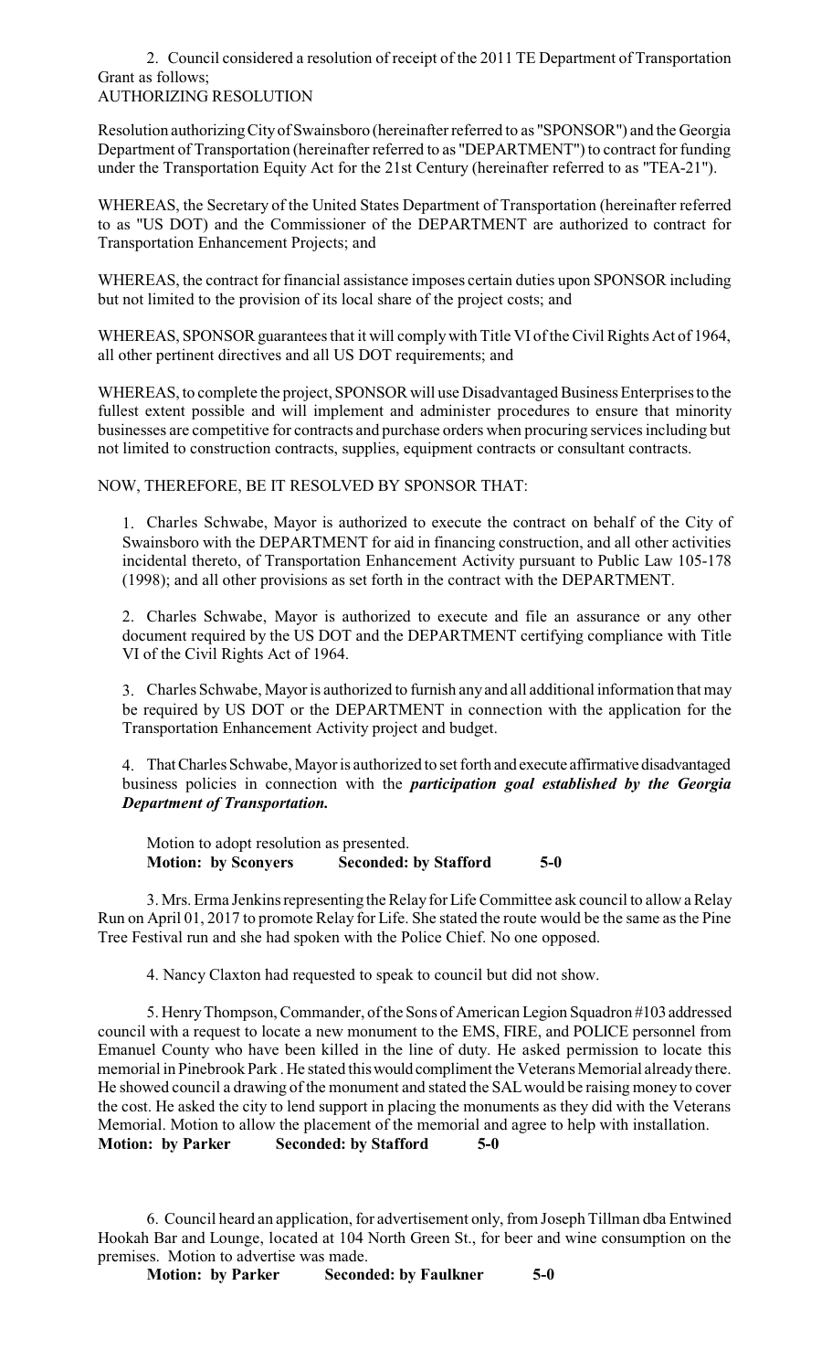2. Council considered a resolution of receipt of the 2011 TE Department of Transportation Grant as follows;
AUTHORIZING RESOLUTION

Resolution authorizing City of Swainsboro (hereinafter referred to as "SPONSOR") and the Georgia Department of Transportation (hereinafter referred to as "DEPARTMENT") to contract for funding under the Transportation Equity Act for the 21st Century (hereinafter referred to as "TEA-21").

WHEREAS, the Secretary of the United States Department of Transportation (hereinafter referred to as "US DOT) and the Commissioner of the DEPARTMENT are authorized to contract for Transportation Enhancement Projects; and

WHEREAS, the contract for financial assistance imposes certain duties upon SPONSOR including but not limited to the provision of its local share of the project costs; and

WHEREAS, SPONSOR guarantees that it will comply with Title VI of the Civil Rights Act of 1964, all other pertinent directives and all US DOT requirements; and

WHEREAS, to complete the project, SPONSOR will use Disadvantaged Business Enterprises to the fullest extent possible and will implement and administer procedures to ensure that minority businesses are competitive for contracts and purchase orders when procuring services including but not limited to construction contracts, supplies, equipment contracts or consultant contracts.

NOW, THEREFORE, BE IT RESOLVED BY SPONSOR THAT:

1. Charles Schwabe, Mayor is authorized to execute the contract on behalf of the City of Swainsboro with the DEPARTMENT for aid in financing construction, and all other activities incidental thereto, of Transportation Enhancement Activity pursuant to Public Law 105-178 (1998); and all other provisions as set forth in the contract with the DEPARTMENT.

2. Charles Schwabe, Mayor is authorized to execute and file an assurance or any other document required by the US DOT and the DEPARTMENT certifying compliance with Title VI of the Civil Rights Act of 1964.

3. Charles Schwabe, Mayor is authorized to furnish any and all additional information that may be required by US DOT or the DEPARTMENT in connection with the application for the Transportation Enhancement Activity project and budget.

4. That Charles Schwabe, Mayor is authorized to set forth and execute affirmative disadvantaged business policies in connection with the ***participation goal established by the Georgia Department of Transportation.***

Motion to adopt resolution as presented.
**Motion: by Sconyers Seconded: by Stafford 5-0**

3. Mrs. Erma Jenkins representing the Relay for Life Committee ask council to allow a Relay Run on April 01, 2017 to promote Relay for Life. She stated the route would be the same as the Pine Tree Festival run and she had spoken with the Police Chief. No one opposed.

4. Nancy Claxton had requested to speak to council but did not show.

5. Henry Thompson, Commander, of the Sons of American Legion Squadron #103 addressed council with a request to locate a new monument to the EMS, FIRE, and POLICE personnel from Emanuel County who have been killed in the line of duty. He asked permission to locate this memorial in Pinebrook Park . He stated this would compliment the Veterans Memorial already there. He showed council a drawing of the monument and stated the SAL would be raising money to cover the cost. He asked the city to lend support in placing the monuments as they did with the Veterans Memorial. Motion to allow the placement of the memorial and agree to help with installation.
**Motion: by Parker Seconded: by Stafford 5-0**

6. Council heard an application, for advertisement only, from Joseph Tillman dba Entwined Hookah Bar and Lounge, located at 104 North Green St., for beer and wine consumption on the premises. Motion to advertise was made.
**Motion: by Parker Seconded: by Faulkner 5-0**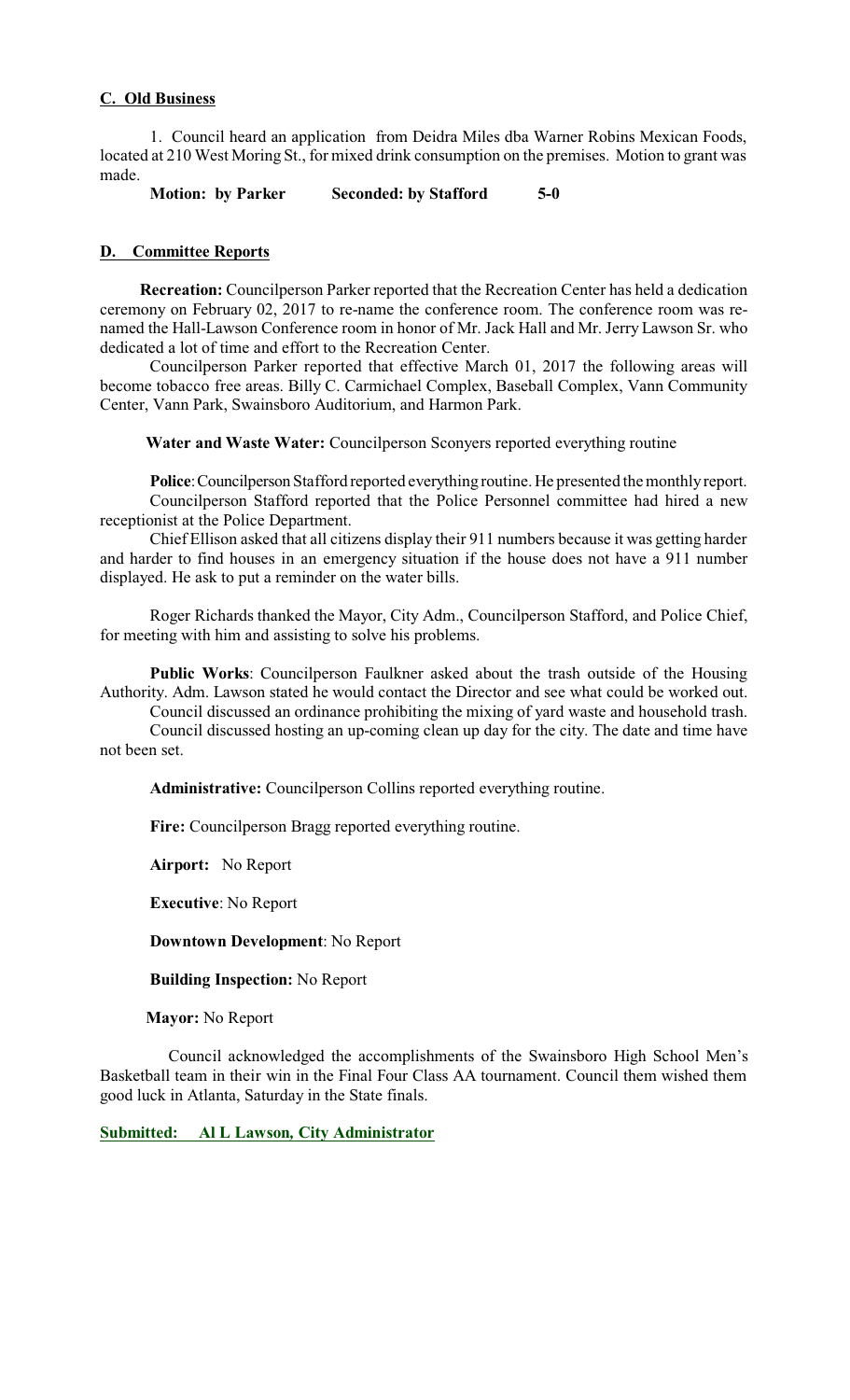**C. Old Business**

1. Council heard an application from Deidra Miles dba Warner Robins Mexican Foods, located at 210 West Moring St., for mixed drink consumption on the premises. Motion to grant was made.

**Motion: by Parker Seconded: by Stafford 5-0**

**D. Committee Reports**

**Recreation:** Councilperson Parker reported that the Recreation Center has held a dedication ceremony on February 02, 2017 to re-name the conference room. The conference room was re-named the Hall-Lawson Conference room in honor of Mr. Jack Hall and Mr. Jerry Lawson Sr. who dedicated a lot of time and effort to the Recreation Center.

Councilperson Parker reported that effective March 01, 2017 the following areas will become tobacco free areas. Billy C. Carmichael Complex, Baseball Complex, Vann Community Center, Vann Park, Swainsboro Auditorium, and Harmon Park.

**Water and Waste Water:** Councilperson Sconyers reported everything routine

**Police**: Councilperson Stafford reported everything routine. He presented the monthly report.

Councilperson Stafford reported that the Police Personnel committee had hired a new receptionist at the Police Department.

Chief Ellison asked that all citizens display their 911 numbers because it was getting harder and harder to find houses in an emergency situation if the house does not have a 911 number displayed. He ask to put a reminder on the water bills.

Roger Richards thanked the Mayor, City Adm., Councilperson Stafford, and Police Chief, for meeting with him and assisting to solve his problems.

**Public Works**: Councilperson Faulkner asked about the trash outside of the Housing Authority. Adm. Lawson stated he would contact the Director and see what could be worked out.

Council discussed an ordinance prohibiting the mixing of yard waste and household trash.

Council discussed hosting an up-coming clean up day for the city. The date and time have not been set.

**Administrative:** Councilperson Collins reported everything routine.

**Fire:** Councilperson Bragg reported everything routine.

**Airport:** No Report

**Executive**: No Report

**Downtown Development**: No Report

**Building Inspection:** No Report

**Mayor:** No Report

Council acknowledged the accomplishments of the Swainsboro High School Men's Basketball team in their win in the Final Four Class AA tournament. Council them wished them good luck in Atlanta, Saturday in the State finals.

**Submitted: Al L Lawson, City Administrator**